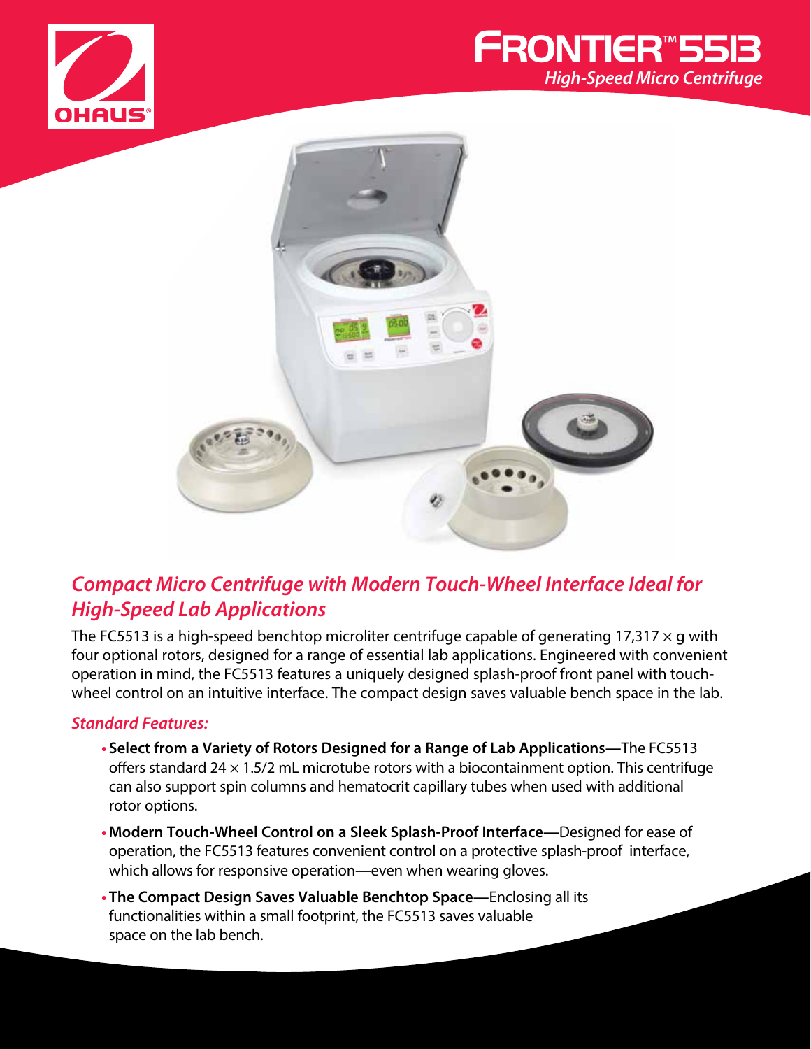# FRONTIER™ 5513

## *High-Speed Micro Centrifuge*

## *Compact Micro Centrifuge with Modern Touch-Wheel Interface Ideal for High-Speed Lab Applications*

The FC5513 is a high-speed benchtop microliter centrifuge capable of generating 17,317 × g with four optional rotors, designed for a range of essential lab applications. Engineered with convenient operation in mind, the FC5513 features a uniquely designed splash-proof front panel with touch-wheel control on an intuitive interface. The compact design saves valuable bench space in the lab.

### *Standard Features:*

- **Select from a Variety of Rotors Designed for a Range of Lab Applications—**The FC5513 offers standard 24 × 1.5/2 mL microtube rotors with a biocontainment option. This centrifuge can also support spin columns and hematocrit capillary tubes when used with additional rotor options.
- **Modern Touch-Wheel Control on a Sleek Splash-Proof Interface**—Designed for ease of operation, the FC5513 features convenient control on a protective splash-proof interface, which allows for responsive operation—even when wearing gloves.
- **The Compact Design Saves Valuable Benchtop Space—**Enclosing all its functionalities within a small footprint, the FC5513 saves valuable space on the lab bench.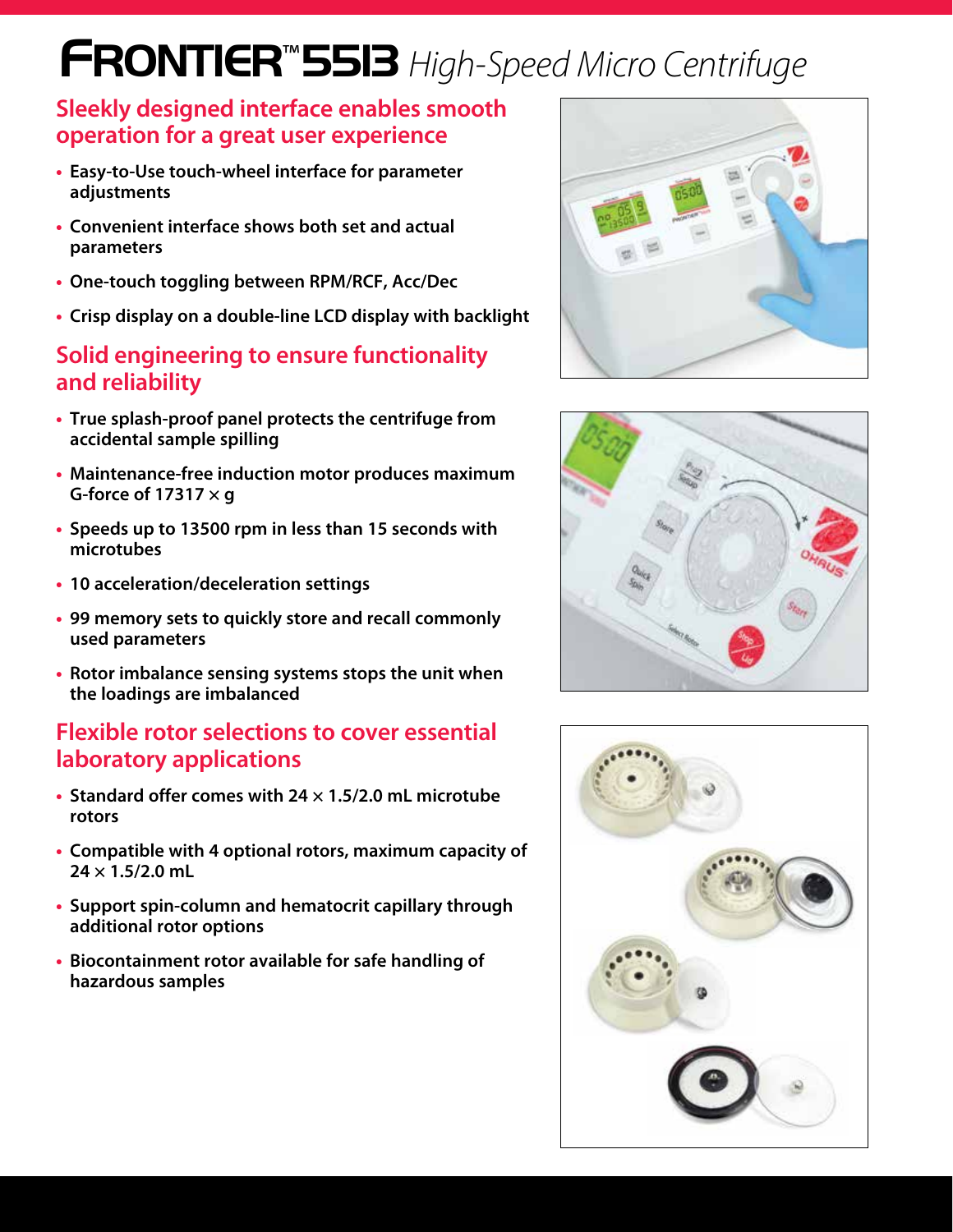# FRONTIER™ 5513 *High-Speed Micro Centrifuge*

## Sleekly designed interface enables smooth operation for a great user experience

- Easy-to-Use touch-wheel interface for parameter adjustments
- Convenient interface shows both set and actual parameters
- One-touch toggling between RPM/RCF, Acc/Dec
- Crisp display on a double-line LCD display with backlight

## Solid engineering to ensure functionality and reliability

- True splash-proof panel protects the centrifuge from accidental sample spilling
- Maintenance-free induction motor produces maximum G-force of 17317 × g
- Speeds up to 13500 rpm in less than 15 seconds with microtubes
- 10 acceleration/deceleration settings
- 99 memory sets to quickly store and recall commonly used parameters
- Rotor imbalance sensing systems stops the unit when the loadings are imbalanced

## Flexible rotor selections to cover essential laboratory applications

- Standard offer comes with 24 × 1.5/2.0 mL microtube rotors
- Compatible with 4 optional rotors, maximum capacity of 24 × 1.5/2.0 mL
- Support spin-column and hematocrit capillary through additional rotor options
- Biocontainment rotor available for safe handling of hazardous samples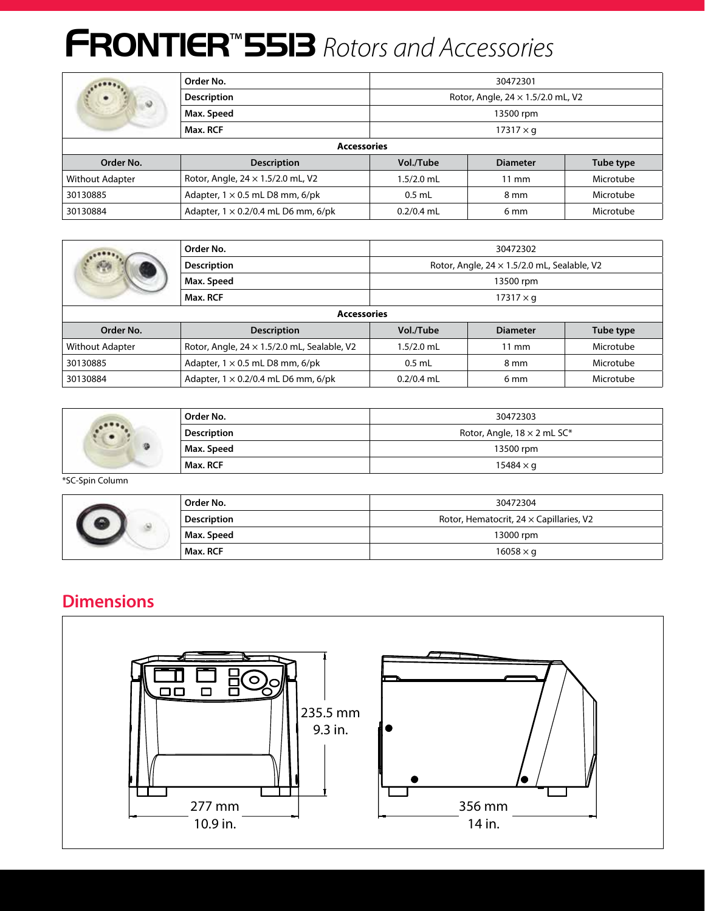# FRONTIER™ 5513 *Rotors and Accessories*

| | | | | |
|---|---|---|---|---|
| **Order No.** | 30472301 | | | |
| **Description** | Rotor, Angle, 24 × 1.5/2.0 mL, V2 | | | |
| **Max. Speed** | 13500 rpm | | | |
| **Max. RCF** | 17317 × g | | | |
| **Accessories** | | | | |
| **Order No.** | **Description** | **Vol./Tube** | **Diameter** | **Tube type** |
| Without Adapter | Rotor, Angle, 24 × 1.5/2.0 mL, V2 | 1.5/2.0 mL | 11 mm | Microtube |
| 30130885 | Adapter, 1 × 0.5 mL D8 mm, 6/pk | 0.5 mL | 8 mm | Microtube |
| 30130884 | Adapter, 1 × 0.2/0.4 mL D6 mm, 6/pk | 0.2/0.4 mL | 6 mm | Microtube |

| | | | | |
|---|---|---|---|---|
| **Order No.** | 30472302 | | | |
| **Description** | Rotor, Angle, 24 × 1.5/2.0 mL, Sealable, V2 | | | |
| **Max. Speed** | 13500 rpm | | | |
| **Max. RCF** | 17317 × g | | | |
| **Accessories** | | | | |
| **Order No.** | **Description** | **Vol./Tube** | **Diameter** | **Tube type** |
| Without Adapter | Rotor, Angle, 24 × 1.5/2.0 mL, Sealable, V2 | 1.5/2.0 mL | 11 mm | Microtube |
| 30130885 | Adapter, 1 × 0.5 mL D8 mm, 6/pk | 0.5 mL | 8 mm | Microtube |
| 30130884 | Adapter, 1 × 0.2/0.4 mL D6 mm, 6/pk | 0.2/0.4 mL | 6 mm | Microtube |

| | |
|---|---|
| **Order No.** | 30472303 |
| **Description** | Rotor, Angle, 18 × 2 mL SC* |
| **Max. Speed** | 13500 rpm |
| **Max. RCF** | 15484 × g |

*SC-Spin Column

| | |
|---|---|
| **Order No.** | 30472304 |
| **Description** | Rotor, Hematocrit, 24 × Capillaries, V2 |
| **Max. Speed** | 13000 rpm |
| **Max. RCF** | 16058 × g |

## Dimensions

235.5 mm
9.3 in.

277 mm
10.9 in.

356 mm
14 in.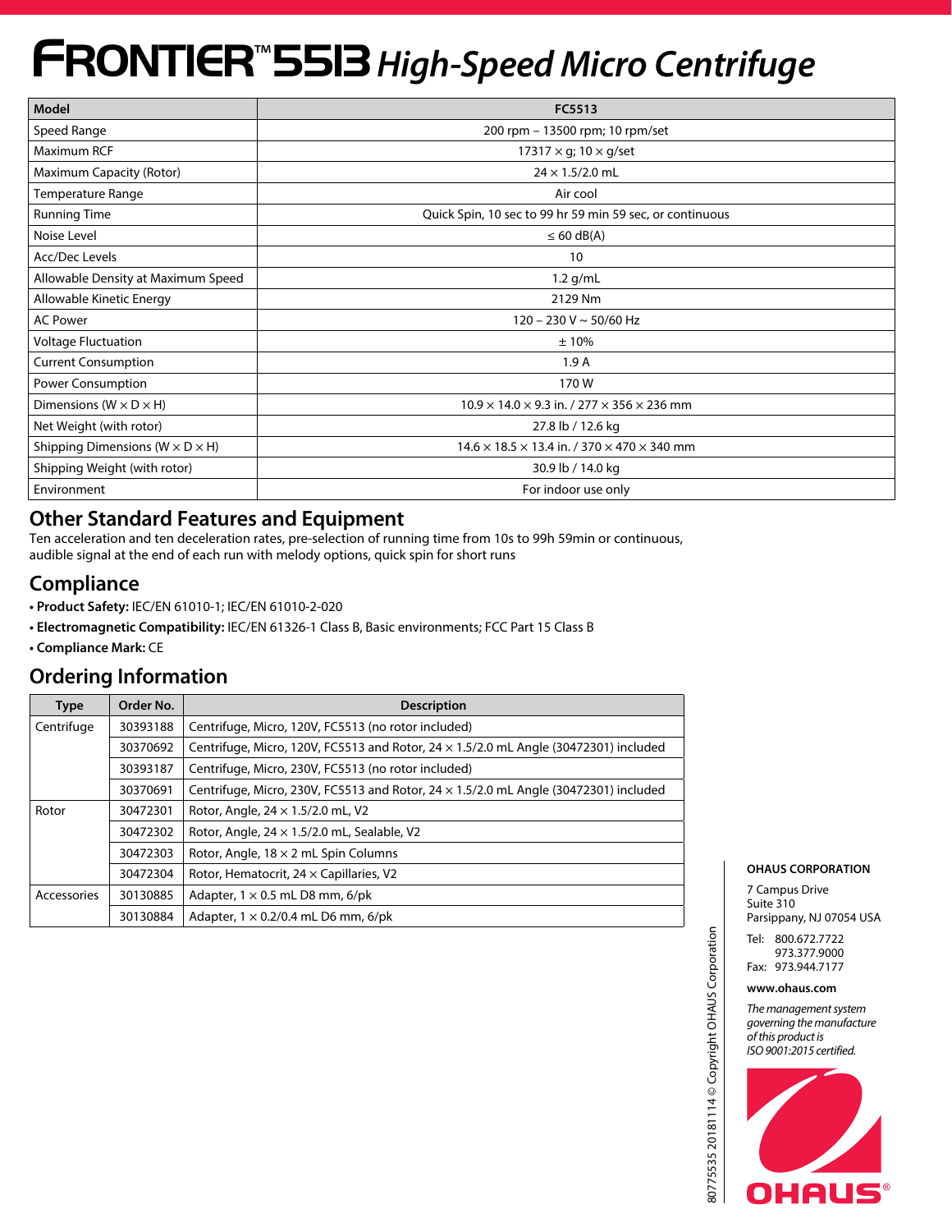# FRONTIER™ 5513 *High-Speed Micro Centrifuge*

| Model | FC5513 |
|---|---|
| Speed Range | 200 rpm – 13500 rpm; 10 rpm/set |
| Maximum RCF | 17317 × g; 10 × g/set |
| Maximum Capacity (Rotor) | 24 × 1.5/2.0 mL |
| Temperature Range | Air cool |
| Running Time | Quick Spin, 10 sec to 99 hr 59 min 59 sec, or continuous |
| Noise Level | ≤ 60 dB(A) |
| Acc/Dec Levels | 10 |
| Allowable Density at Maximum Speed | 1.2 g/mL |
| Allowable Kinetic Energy | 2129 Nm |
| AC Power | 120 – 230 V ~ 50/60 Hz |
| Voltage Fluctuation | ± 10% |
| Current Consumption | 1.9 A |
| Power Consumption | 170 W |
| Dimensions (W × D × H) | 10.9 × 14.0 × 9.3 in. / 277 × 356 × 236 mm |
| Net Weight (with rotor) | 27.8 lb / 12.6 kg |
| Shipping Dimensions (W × D × H) | 14.6 × 18.5 × 13.4 in. / 370 × 470 × 340 mm |
| Shipping Weight (with rotor) | 30.9 lb / 14.0 kg |
| Environment | For indoor use only |

## Other Standard Features and Equipment

Ten acceleration and ten deceleration rates, pre-selection of running time from 10s to 99h 59min or continuous, audible signal at the end of each run with melody options, quick spin for short runs

## Compliance

- **Product Safety:** IEC/EN 61010-1; IEC/EN 61010-2-020
- **Electromagnetic Compatibility:** IEC/EN 61326-1 Class B, Basic environments; FCC Part 15 Class B
- **Compliance Mark:** CE

## Ordering Information

| Type | Order No. | Description |
|---|---|---|
| Centrifuge | 30393188 | Centrifuge, Micro, 120V, FC5513 (no rotor included) |
| | 30370692 | Centrifuge, Micro, 120V, FC5513 and Rotor, 24 × 1.5/2.0 mL Angle (30472301) included |
| | 30393187 | Centrifuge, Micro, 230V, FC5513 (no rotor included) |
| | 30370691 | Centrifuge, Micro, 230V, FC5513 and Rotor, 24 × 1.5/2.0 mL Angle (30472301) included |
| Rotor | 30472301 | Rotor, Angle, 24 × 1.5/2.0 mL, V2 |
| | 30472302 | Rotor, Angle, 24 × 1.5/2.0 mL, Sealable, V2 |
| | 30472303 | Rotor, Angle, 18 × 2 mL Spin Columns |
| | 30472304 | Rotor, Hematocrit, 24 × Capillaries, V2 |
| Accessories | 30130885 | Adapter, 1 × 0.5 mL D8 mm, 6/pk |
| | 30130884 | Adapter, 1 × 0.2/0.4 mL D6 mm, 6/pk |

80775535 20181114 © Copyright OHAUS Corporation

**OHAUS CORPORATION**

7 Campus Drive
Suite 310
Parsippany, NJ 07054 USA

Tel: 800.672.7722
973.377.9000
Fax: 973.944.7177

**www.ohaus.com**

*The management system governing the manufacture of this product is ISO 9001:2015 certified.*

OHAUS®